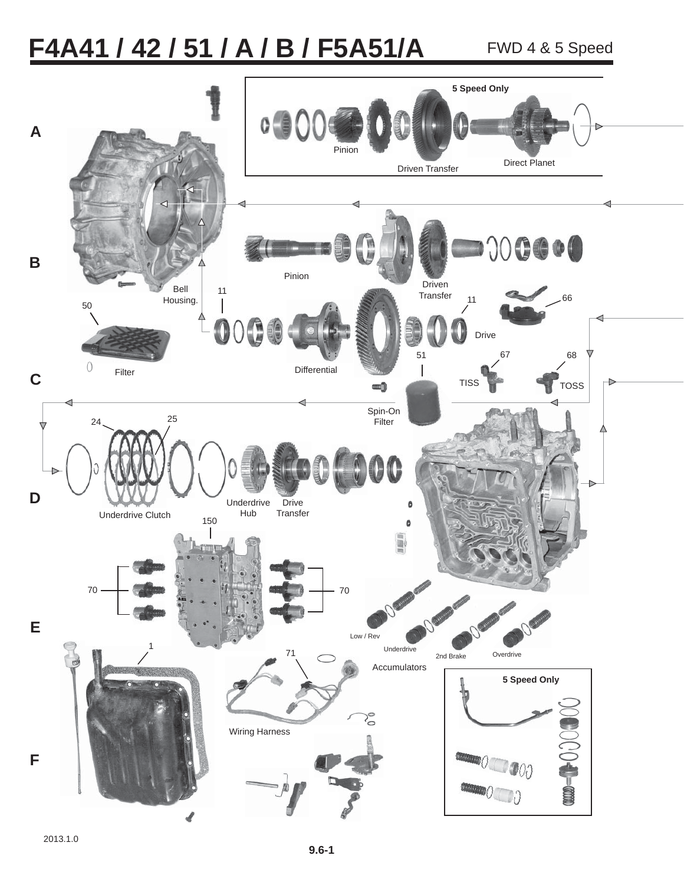# F4A41 / 42 / 51 / A / B / F5A51/A

FWD 4 & 5 Speed

A

5 Speed Only

Pinion

Driven Transfer

Direct Planet

B

Pinion

Bell Housing.

Driven Transfer

11

11

66

50

Drive

Filter

Differential

51

67

68

C

TISS

TOSS

Spin-On Filter

24

25

D

Underdrive Clutch

Underdrive Hub

Drive Transfer

150

70

70

E

Low / Rev

Underdrive

2nd Brake

Overdrive

1

71

Accumulators

5 Speed Only

Wiring Harness

F

2013.1.0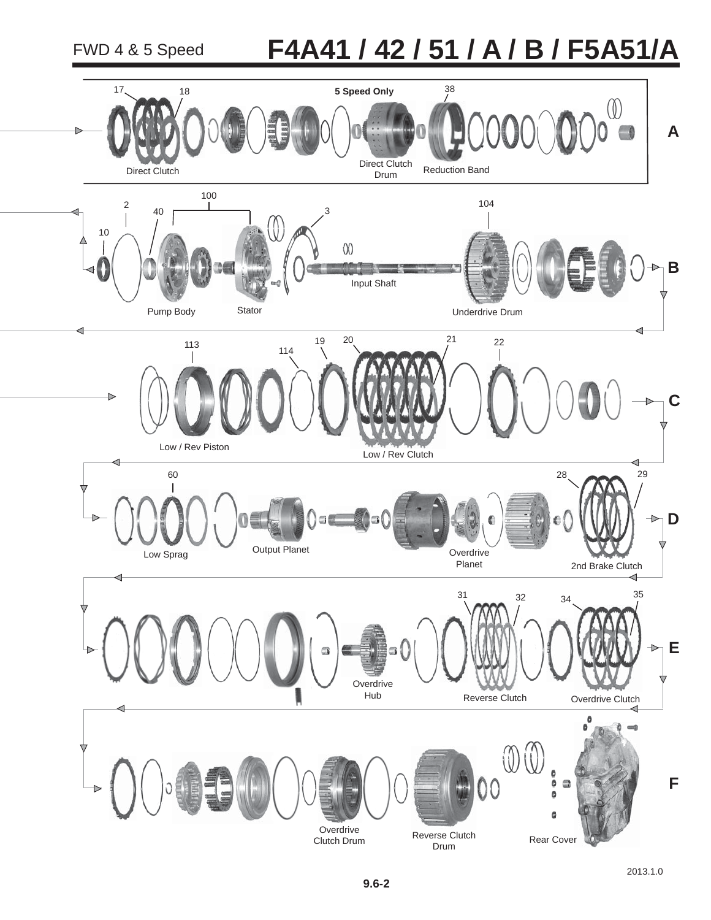# FWD 4 & 5 Speed F4A41 / 42 / 51 / A / B / F5A51/A

## A

5 Speed Only

17 18 38

Direct Clutch

Direct Clutch Drum

Reduction Band

## B

100

2 40 3 104

10

Pump Body

Stator

Input Shaft

Underdrive Drum

## C

113 114 19 20 21 22

Low / Rev Piston

Low / Rev Clutch

## D

60 28 29

Low Sprag

Output Planet

Overdrive Planet

2nd Brake Clutch

## E

31 32 34 35

Overdrive Hub

Reverse Clutch

Overdrive Clutch

## F

Overdrive Clutch Drum

Reverse Clutch Drum

Rear Cover

2013.1.0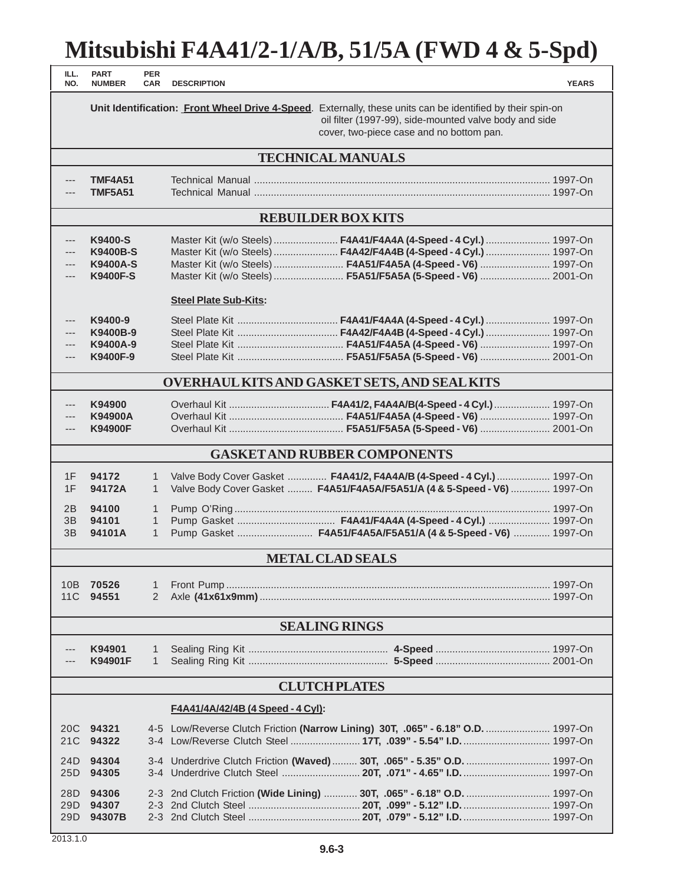# Mitsubishi F4A41/2-1/A/B, 51/5A (FWD 4 & 5-Spd)

**Unit Identification: Front Wheel Drive 4-Speed**. Externally, these units can be identified by their spin-on oil filter (1997-99), side-mounted valve body and side cover, two-piece case and no bottom pan.

| ILL. NO. | PART NUMBER | PER CAR | DESCRIPTION | YEARS |
|---|---|---|---|---|
| | | | **TECHNICAL MANUALS** | |
| --- | **TMF4A51** | | Technical Manual | 1997-On |
| --- | **TMF5A51** | | Technical Manual | 1997-On |
| | | | **REBUILDER BOX KITS** | |
| --- | **K9400-S** | | Master Kit (w/o Steels) **F4A41/F4A4A (4-Speed - 4 Cyl.)** | 1997-On |
| --- | **K9400B-S** | | Master Kit (w/o Steels) **F4A42/F4A4B (4-Speed - 4 Cyl.)** | 1997-On |
| --- | **K9400A-S** | | Master Kit (w/o Steels) **F4A51/F4A5A (4-Speed - V6)** | 1997-On |
| --- | **K9400F-S** | | Master Kit (w/o Steels) **F5A51/F5A5A (5-Speed - V6)** | 2001-On |
| | | | **Steel Plate Sub-Kits:** | |
| --- | **K9400-9** | | Steel Plate Kit **F4A41/F4A4A (4-Speed - 4 Cyl.)** | 1997-On |
| --- | **K9400B-9** | | Steel Plate Kit **F4A42/F4A4B (4-Speed - 4 Cyl.)** | 1997-On |
| --- | **K9400A-9** | | Steel Plate Kit **F4A51/F4A5A (4-Speed - V6)** | 1997-On |
| --- | **K9400F-9** | | Steel Plate Kit **F5A51/F5A5A (5-Speed - V6)** | 2001-On |
| | | | **OVERHAUL KITS AND GASKET SETS, AND SEAL KITS** | |
| --- | **K94900** | | Overhaul Kit **F4A41/2, F4A4A/B(4-Speed - 4 Cyl.)** | 1997-On |
| --- | **K94900A** | | Overhaul Kit **F4A51/F4A5A (4-Speed - V6)** | 1997-On |
| --- | **K94900F** | | Overhaul Kit **F5A51/F5A5A (5-Speed - V6)** | 2001-On |
| | | | **GASKET AND RUBBER COMPONENTS** | |
| 1F | **94172** | 1 | Valve Body Cover Gasket **F4A41/2, F4A4A/B (4-Speed - 4 Cyl.)** | 1997-On |
| 1F | **94172A** | 1 | Valve Body Cover Gasket **F4A51/F4A5A/F5A51/A (4 & 5-Speed - V6)** | 1997-On |
| 2B | **94100** | 1 | Pump O'Ring | 1997-On |
| 3B | **94101** | 1 | Pump Gasket **F4A41/F4A4A (4-Speed - 4 Cyl.)** | 1997-On |
| 3B | **94101A** | 1 | Pump Gasket **F4A51/F4A5A/F5A51/A (4 & 5-Speed - V6)** | 1997-On |
| | | | **METAL CLAD SEALS** | |
| 10B | **70526** | 1 | Front Pump | 1997-On |
| 11C | **94551** | 2 | Axle **(41x61x9mm)** | 1997-On |
| | | | **SEALING RINGS** | |
| --- | **K94901** | 1 | Sealing Ring Kit **4-Speed** | 1997-On |
| --- | **K94901F** | 1 | Sealing Ring Kit **5-Speed** | 2001-On |
| | | | **CLUTCH PLATES** | |
| | | | **F4A41/4A/42/4B (4 Speed - 4 Cyl):** | |
| 20C | **94321** | 4-5 | Low/Reverse Clutch Friction **(Narrow Lining) 30T, .065" - 6.18" O.D.** | 1997-On |
| 21C | **94322** | 3-4 | Low/Reverse Clutch Steel **17T, .039" - 5.54" I.D.** | 1997-On |
| 24D | **94304** | 3-4 | Underdrive Clutch Friction **(Waved) 30T, .065" - 5.35" O.D.** | 1997-On |
| 25D | **94305** | 3-4 | Underdrive Clutch Steel **20T, .071" - 4.65" I.D.** | 1997-On |
| 28D | **94306** | 2-3 | 2nd Clutch Friction **(Wide Lining) 30T, .065" - 6.18" O.D.** | 1997-On |
| 29D | **94307** | 2-3 | 2nd Clutch Steel **20T, .099" - 5.12" I.D.** | 1997-On |
| 29D | **94307B** | 2-3 | 2nd Clutch Steel **20T, .079" - 5.12" I.D.** | 1997-On |

2013.1.0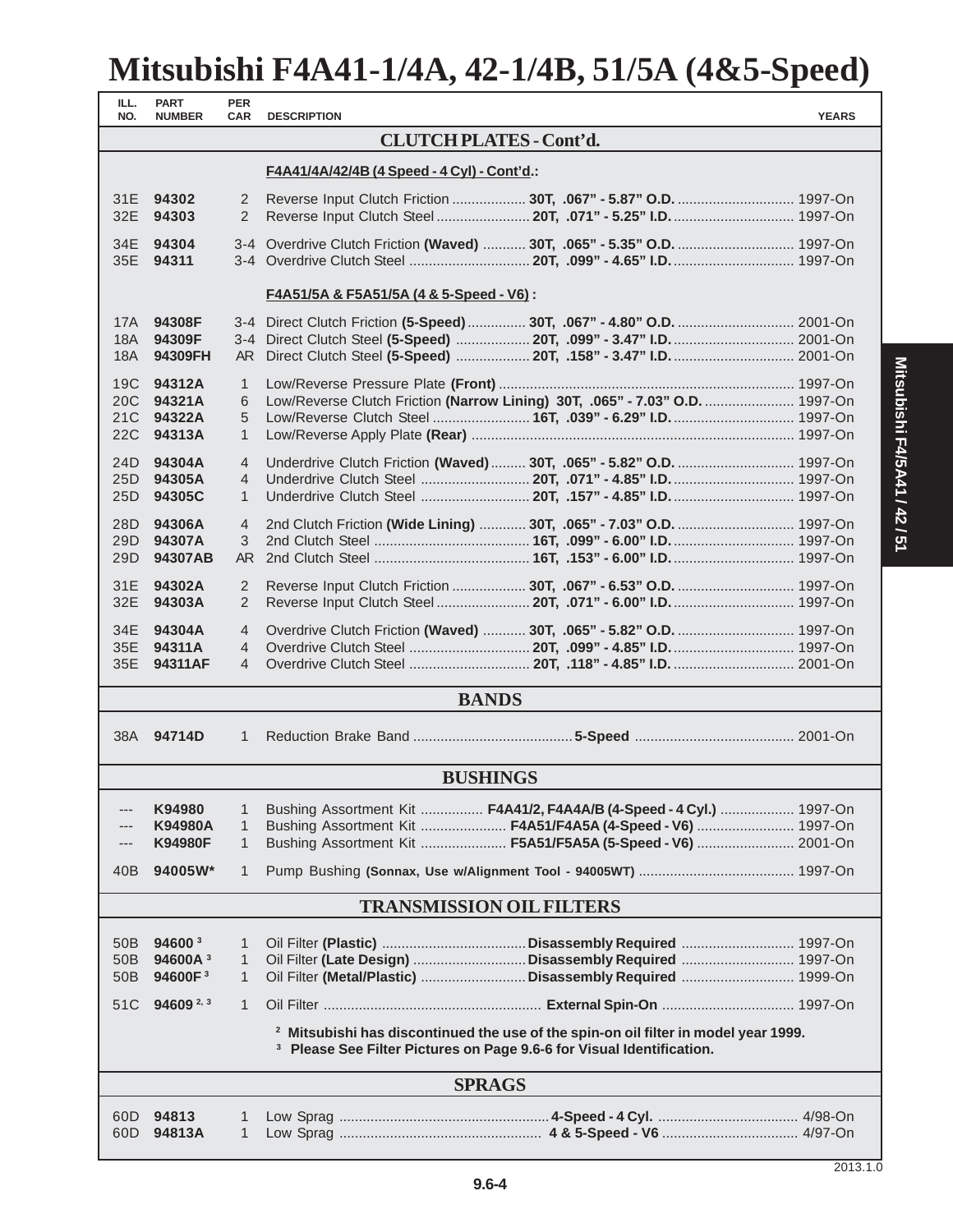# Mitsubishi F4A41-1/4A, 42-1/4B, 51/5A (4&5-Speed)

| ILL. NO. | PART NUMBER | PER CAR | DESCRIPTION | YEARS |
|---|---|---|---|---|
| | | | **CLUTCH PLATES - Cont'd.** | |
| | | | **F4A41/4A/42/4B (4 Speed - 4 Cyl) - Cont'd.:** | |
| 31E | **94302** | 2 | Reverse Input Clutch Friction ................... **30T, .067" - 5.87" O.D.** | 1997-On |
| 32E | **94303** | 2 | Reverse Input Clutch Steel ........................ **20T, .071" - 5.25" I.D.** | 1997-On |
| 34E | **94304** | 3-4 | Overdrive Clutch Friction **(Waved)** ........... **30T, .065" - 5.35" O.D.** | 1997-On |
| 35E | **94311** | 3-4 | Overdrive Clutch Steel ............................... **20T, .099" - 4.65" I.D.** | 1997-On |
| | | | **F4A51/5A & F5A51/5A (4 & 5-Speed - V6) :** | |
| 17A | **94308F** | 3-4 | Direct Clutch Friction **(5-Speed)** ............... **30T, .067" - 4.80" O.D.** | 2001-On |
| 18A | **94309F** | 3-4 | Direct Clutch Steel **(5-Speed)** ................... **20T, .099" - 3.47" I.D.** | 2001-On |
| 18A | **94309FH** | AR | Direct Clutch Steel **(5-Speed)** ................... **20T, .158" - 3.47" I.D.** | 2001-On |
| 19C | **94312A** | 1 | Low/Reverse Pressure Plate **(Front)** | 1997-On |
| 20C | **94321A** | 6 | Low/Reverse Clutch Friction **(Narrow Lining) 30T, .065" - 7.03" O.D.** | 1997-On |
| 21C | **94322A** | 5 | Low/Reverse Clutch Steel ......................... **16T, .039" - 6.29" I.D.** | 1997-On |
| 22C | **94313A** | 1 | Low/Reverse Apply Plate **(Rear)** | 1997-On |
| 24D | **94304A** | 4 | Underdrive Clutch Friction **(Waved)** ......... **30T, .065" - 5.82" O.D.** | 1997-On |
| 25D | **94305A** | 4 | Underdrive Clutch Steel ............................ **20T, .071" - 4.85" I.D.** | 1997-On |
| 25D | **94305C** | 1 | Underdrive Clutch Steel ............................ **20T, .157" - 4.85" I.D.** | 1997-On |
| 28D | **94306A** | 4 | 2nd Clutch Friction **(Wide Lining)** ............ **30T, .065" - 7.03" O.D.** | 1997-On |
| 29D | **94307A** | 3 | 2nd Clutch Steel ........................................ **16T, .099" - 6.00" I.D.** | 1997-On |
| 29D | **94307AB** | AR | 2nd Clutch Steel ........................................ **16T, .153" - 6.00" I.D.** | 1997-On |
| 31E | **94302A** | 2 | Reverse Input Clutch Friction ................... **30T, .067" - 6.53" O.D.** | 1997-On |
| 32E | **94303A** | 2 | Reverse Input Clutch Steel ........................ **20T, .071" - 6.00" I.D.** | 1997-On |
| 34E | **94304A** | 4 | Overdrive Clutch Friction **(Waved)** ........... **30T, .065" - 5.82" O.D.** | 1997-On |
| 35E | **94311A** | 4 | Overdrive Clutch Steel ............................... **20T, .099" - 4.85" I.D.** | 1997-On |
| 35E | **94311AF** | 4 | Overdrive Clutch Steel ............................... **20T, .118" - 4.85" I.D.** | 2001-On |
| | | | **BANDS** | |
| 38A | **94714D** | 1 | Reduction Brake Band ......................................... **5-Speed** | 2001-On |
| | | | **BUSHINGS** | |
| --- | **K94980** | 1 | Bushing Assortment Kit ................ **F4A41/2, F4A4A/B (4-Speed - 4 Cyl.)** | 1997-On |
| --- | **K94980A** | 1 | Bushing Assortment Kit ...................... **F4A51/F4A5A (4-Speed - V6)** | 1997-On |
| --- | **K94980F** | 1 | Bushing Assortment Kit ...................... **F5A51/F5A5A (5-Speed - V6)** | 2001-On |
| 40B | **94005W*** | 1 | Pump Bushing **(Sonnax, Use w/Alignment Tool - 94005WT)** | 1997-On |
| | | | **TRANSMISSION OIL FILTERS** | |
| 50B | **94600** [3] | 1 | Oil Filter **(Plastic)** ..................................... **Disassembly Required** | 1997-On |
| 50B | **94600A** [3] | 1 | Oil Filter **(Late Design)** ............................. **Disassembly Required** | 1997-On |
| 50B | **94600F** [3] | 1 | Oil Filter **(Metal/Plastic)** ........................... **Disassembly Required** | 1999-On |
| 51C | **94609** [2, 3] | 1 | Oil Filter ........................................................ **External Spin-On** | 1997-On |
| | | | [2] **Mitsubishi has discontinued the use of the spin-on oil filter in model year 1999.** [3] **Please See Filter Pictures on Page 9.6-6 for Visual Identification.** | |
| | | | **SPRAGS** | |
| 60D | **94813** | 1 | Low Sprag ...................................................... **4-Speed - 4 Cyl.** | 4/98-On |
| 60D | **94813A** | 1 | Low Sprag .................................................... **4 & 5-Speed - V6** | 4/97-On |

Mitsubishi F4/5A41 / 42 / 51

2013.1.0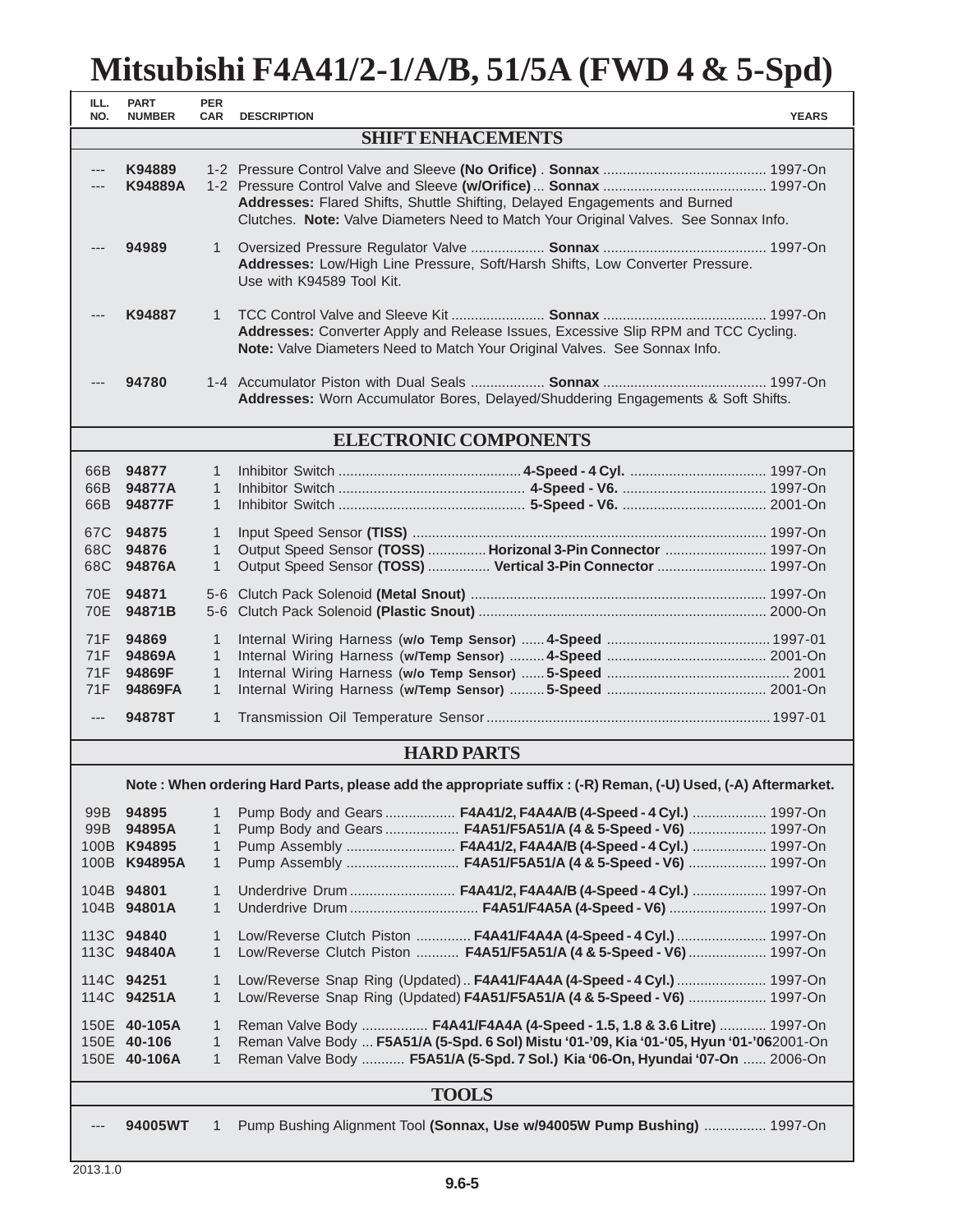# Mitsubishi F4A41/2-1/A/B, 51/5A (FWD 4 & 5-Spd)

| ILL. NO. | PART NUMBER | PER CAR | DESCRIPTION | YEARS |
|---|---|---|---|---|
| | | | **SHIFT ENHACEMENTS** | |
| --- | **K94889** | 1-2 | Pressure Control Valve and Sleeve **(No Orifice)** . **Sonnax** | 1997-On |
| --- | **K94889A** | 1-2 | Pressure Control Valve and Sleeve **(w/Orifice)** ... **Sonnax** | 1997-On |
| | | | **Addresses:** Flared Shifts, Shuttle Shifting, Delayed Engagements and Burned Clutches. **Note:** Valve Diameters Need to Match Your Original Valves. See Sonnax Info. | |
| --- | **94989** | 1 | Oversized Pressure Regulator Valve ... **Sonnax** | 1997-On |
| | | | **Addresses:** Low/High Line Pressure, Soft/Harsh Shifts, Low Converter Pressure. Use with K94589 Tool Kit. | |
| --- | **K94887** | 1 | TCC Control Valve and Sleeve Kit ... **Sonnax** | 1997-On |
| | | | **Addresses:** Converter Apply and Release Issues, Excessive Slip RPM and TCC Cycling. **Note:** Valve Diameters Need to Match Your Original Valves. See Sonnax Info. | |
| --- | **94780** | 1-4 | Accumulator Piston with Dual Seals ... **Sonnax** | 1997-On |
| | | | **Addresses:** Worn Accumulator Bores, Delayed/Shuddering Engagements & Soft Shifts. | |
| | | | **ELECTRONIC COMPONENTS** | |
| 66B | **94877** | 1 | Inhibitor Switch ... **4-Speed - 4 Cyl.** | 1997-On |
| 66B | **94877A** | 1 | Inhibitor Switch ... **4-Speed - V6.** | 1997-On |
| 66B | **94877F** | 1 | Inhibitor Switch ... **5-Speed - V6.** | 2001-On |
| 67C | **94875** | 1 | Input Speed Sensor **(TISS)** | 1997-On |
| 68C | **94876** | 1 | Output Speed Sensor **(TOSS)** ... **Horizonal 3-Pin Connector** | 1997-On |
| 68C | **94876A** | 1 | Output Speed Sensor **(TOSS)** ... **Vertical 3-Pin Connector** | 1997-On |
| 70E | **94871** | 5-6 | Clutch Pack Solenoid **(Metal Snout)** | 1997-On |
| 70E | **94871B** | 5-6 | Clutch Pack Solenoid **(Plastic Snout)** | 2000-On |
| 71F | **94869** | 1 | Internal Wiring Harness (**w/o Temp Sensor**) ... **4-Speed** | 1997-01 |
| 71F | **94869A** | 1 | Internal Wiring Harness (**w/Temp Sensor**) ... **4-Speed** | 2001-On |
| 71F | **94869F** | 1 | Internal Wiring Harness (**w/o Temp Sensor**) ... **5-Speed** | 2001 |
| 71F | **94869FA** | 1 | Internal Wiring Harness (**w/Temp Sensor**) ... **5-Speed** | 2001-On |
| --- | **94878T** | 1 | Transmission Oil Temperature Sensor | 1997-01 |
| | | | **HARD PARTS** | |
| | | | **Note : When ordering Hard Parts, please add the appropriate suffix : (-R) Reman, (-U) Used, (-A) Aftermarket.** | |
| 99B | **94895** | 1 | Pump Body and Gears ... **F4A41/2, F4A4A/B (4-Speed - 4 Cyl.)** | 1997-On |
| 99B | **94895A** | 1 | Pump Body and Gears ... **F4A51/F5A51/A (4 & 5-Speed - V6)** | 1997-On |
| 100B | **K94895** | 1 | Pump Assembly ... **F4A41/2, F4A4A/B (4-Speed - 4 Cyl.)** | 1997-On |
| 100B | **K94895A** | 1 | Pump Assembly ... **F4A51/F5A51/A (4 & 5-Speed - V6)** | 1997-On |
| 104B | **94801** | 1 | Underdrive Drum ... **F4A41/2, F4A4A/B (4-Speed - 4 Cyl.)** | 1997-On |
| 104B | **94801A** | 1 | Underdrive Drum ... **F4A51/F4A5A (4-Speed - V6)** | 1997-On |
| 113C | **94840** | 1 | Low/Reverse Clutch Piston ... **F4A41/F4A4A (4-Speed - 4 Cyl.)** | 1997-On |
| 113C | **94840A** | 1 | Low/Reverse Clutch Piston ... **F4A51/F5A51/A (4 & 5-Speed - V6)** | 1997-On |
| 114C | **94251** | 1 | Low/Reverse Snap Ring (Updated) .. **F4A41/F4A4A (4-Speed - 4 Cyl.)** | 1997-On |
| 114C | **94251A** | 1 | Low/Reverse Snap Ring (Updated) **F4A51/F5A51/A (4 & 5-Speed - V6)** | 1997-On |
| 150E | **40-105A** | 1 | Reman Valve Body ... **F4A41/F4A4A (4-Speed - 1.5, 1.8 & 3.6 Litre)** | 1997-On |
| 150E | **40-106** | 1 | Reman Valve Body ... **F5A51/A (5-Spd. 6 Sol) Mistu '01-'09, Kia '01-'05, Hyun '01-'06** | 2001-On |
| 150E | **40-106A** | 1 | Reman Valve Body ... **F5A51/A (5-Spd. 7 Sol.) Kia '06-On, Hyundai '07-On** | 2006-On |
| | | | **TOOLS** | |
| --- | **94005WT** | 1 | Pump Bushing Alignment Tool **(Sonnax, Use w/94005W Pump Bushing)** | 1997-On |

2013.1.0